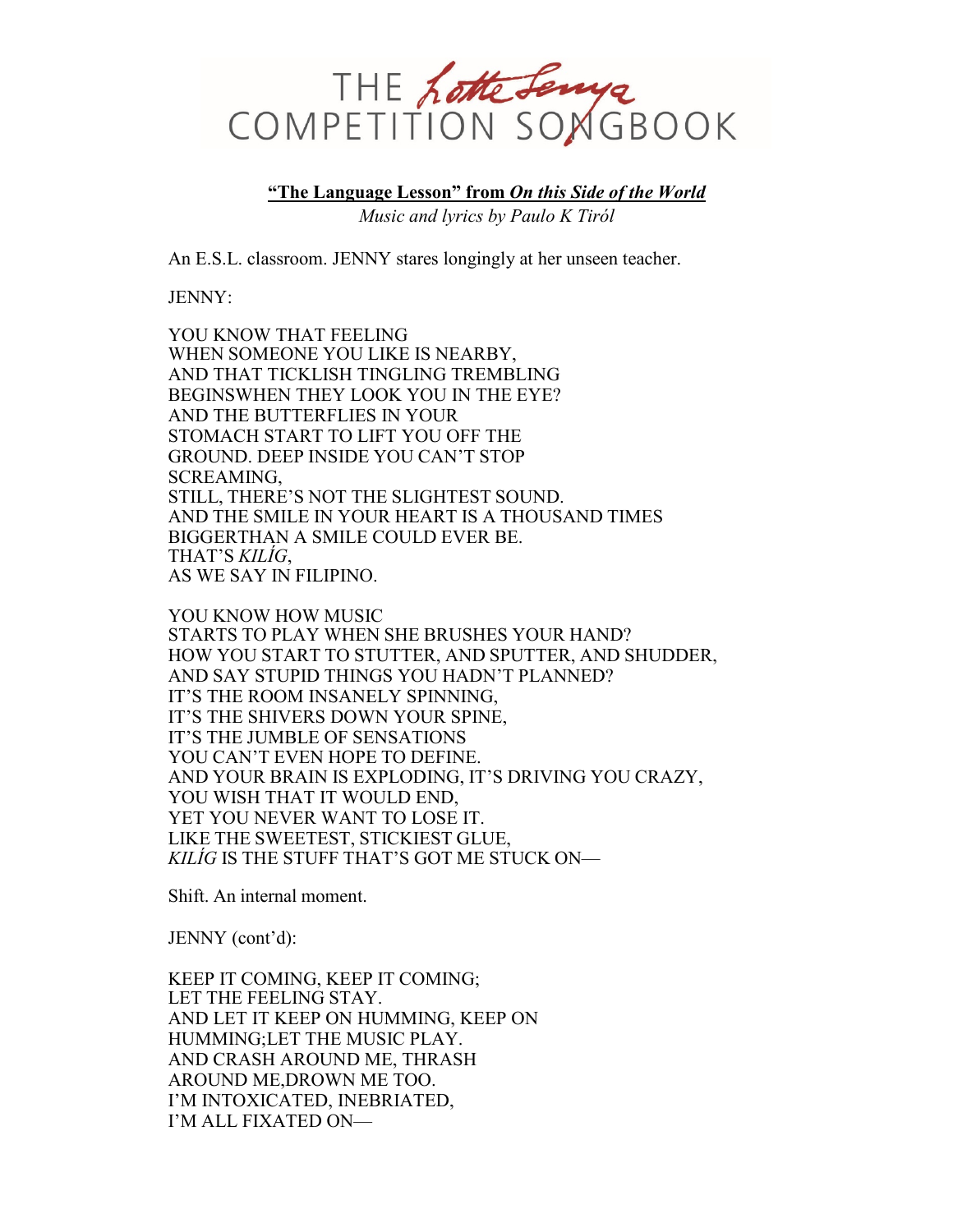# THE Lotte Lenya COMPETITION SONGBOOK

**"The Language Lesson" from *On this Side of the World***

*Music and lyrics by Paulo K Tiról*

An E.S.L. classroom. JENNY stares longingly at her unseen teacher.

JENNY:

YOU KNOW THAT FEELING
WHEN SOMEONE YOU LIKE IS NEARBY,
AND THAT TICKLISH TINGLING TREMBLING
BEGINSWHEN THEY LOOK YOU IN THE EYE?
AND THE BUTTERFLIES IN YOUR
STOMACH START TO LIFT YOU OFF THE
GROUND. DEEP INSIDE YOU CAN'T STOP
SCREAMING,
STILL, THERE'S NOT THE SLIGHTEST SOUND.
AND THE SMILE IN YOUR HEART IS A THOUSAND TIMES
BIGGERTHAN A SMILE COULD EVER BE.
THAT'S *KILÍG*,
AS WE SAY IN FILIPINO.

YOU KNOW HOW MUSIC
STARTS TO PLAY WHEN SHE BRUSHES YOUR HAND?
HOW YOU START TO STUTTER, AND SPUTTER, AND SHUDDER,
AND SAY STUPID THINGS YOU HADN'T PLANNED?
IT'S THE ROOM INSANELY SPINNING,
IT'S THE SHIVERS DOWN YOUR SPINE,
IT'S THE JUMBLE OF SENSATIONS
YOU CAN'T EVEN HOPE TO DEFINE.
AND YOUR BRAIN IS EXPLODING, IT'S DRIVING YOU CRAZY,
YOU WISH THAT IT WOULD END,
YET YOU NEVER WANT TO LOSE IT.
LIKE THE SWEETEST, STICKIEST GLUE,
*KILÍG* IS THE STUFF THAT'S GOT ME STUCK ON—

Shift. An internal moment.

JENNY (cont'd):

KEEP IT COMING, KEEP IT COMING;
LET THE FEELING STAY.
AND LET IT KEEP ON HUMMING, KEEP ON
HUMMING;LET THE MUSIC PLAY.
AND CRASH AROUND ME, THRASH
AROUND ME,DROWN ME TOO.
I'M INTOXICATED, INEBRIATED,
I'M ALL FIXATED ON—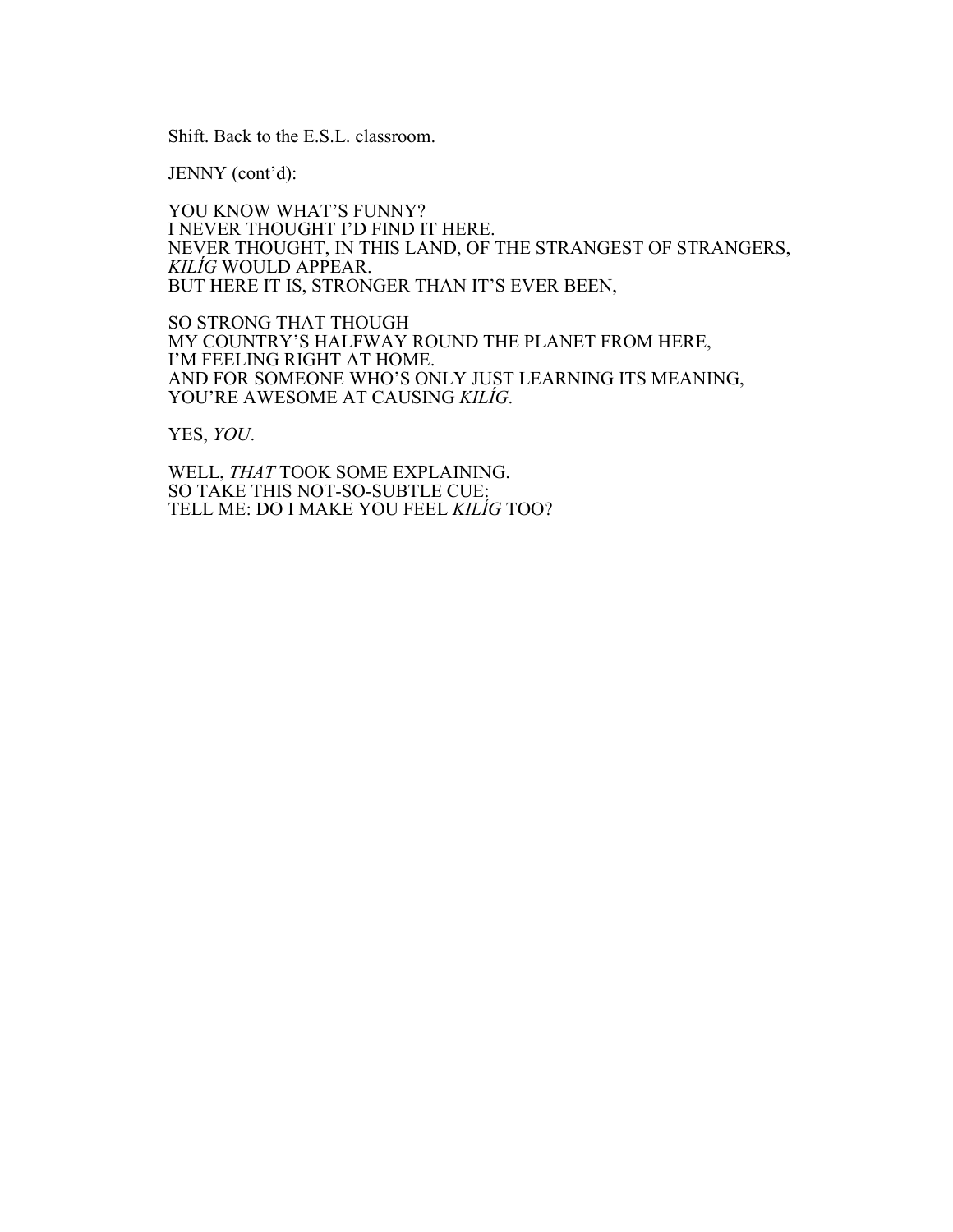Shift. Back to the E.S.L. classroom.

JENNY (cont'd):

YOU KNOW WHAT'S FUNNY?
I NEVER THOUGHT I'D FIND IT HERE.
NEVER THOUGHT, IN THIS LAND, OF THE STRANGEST OF STRANGERS,
*KILÍG* WOULD APPEAR.
BUT HERE IT IS, STRONGER THAN IT'S EVER BEEN,

SO STRONG THAT THOUGH
MY COUNTRY'S HALFWAY ROUND THE PLANET FROM HERE,
I'M FEELING RIGHT AT HOME.
AND FOR SOMEONE WHO'S ONLY JUST LEARNING ITS MEANING,
YOU'RE AWESOME AT CAUSING *KILÍG*.

YES, *YOU*.

WELL, *THAT* TOOK SOME EXPLAINING.
SO TAKE THIS NOT-SO-SUBTLE CUE:
TELL ME: DO I MAKE YOU FEEL *KILÍG* TOO?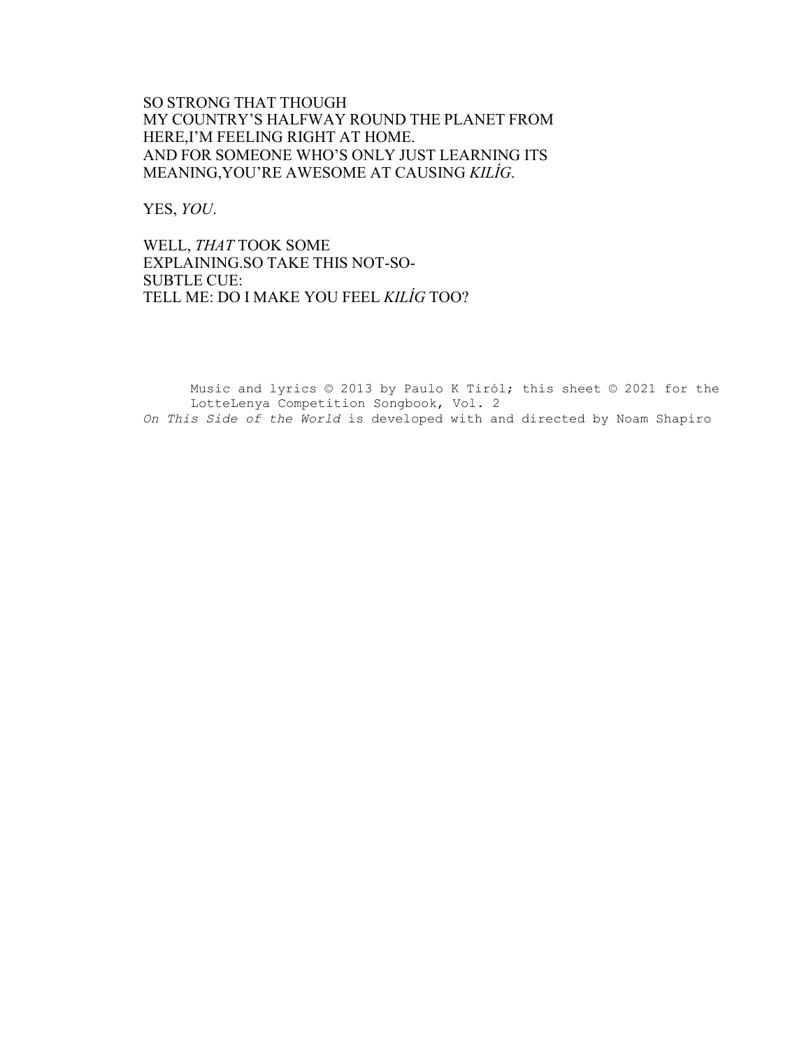SO STRONG THAT THOUGH
MY COUNTRY'S HALFWAY ROUND THE PLANET FROM
HERE,I'M FEELING RIGHT AT HOME.
AND FOR SOMEONE WHO'S ONLY JUST LEARNING ITS
MEANING,YOU'RE AWESOME AT CAUSING *KILÍG*.

YES, *YOU*.

WELL, *THAT* TOOK SOME
EXPLAINING.SO TAKE THIS NOT-SO-
SUBTLE CUE:
TELL ME: DO I MAKE YOU FEEL *KILÍG* TOO?

Music and lyrics © 2013 by Paulo K Tiról; this sheet © 2021 for the LotteLenya Competition Songbook, Vol. 2
*On This Side of the World* is developed with and directed by Noam Shapiro